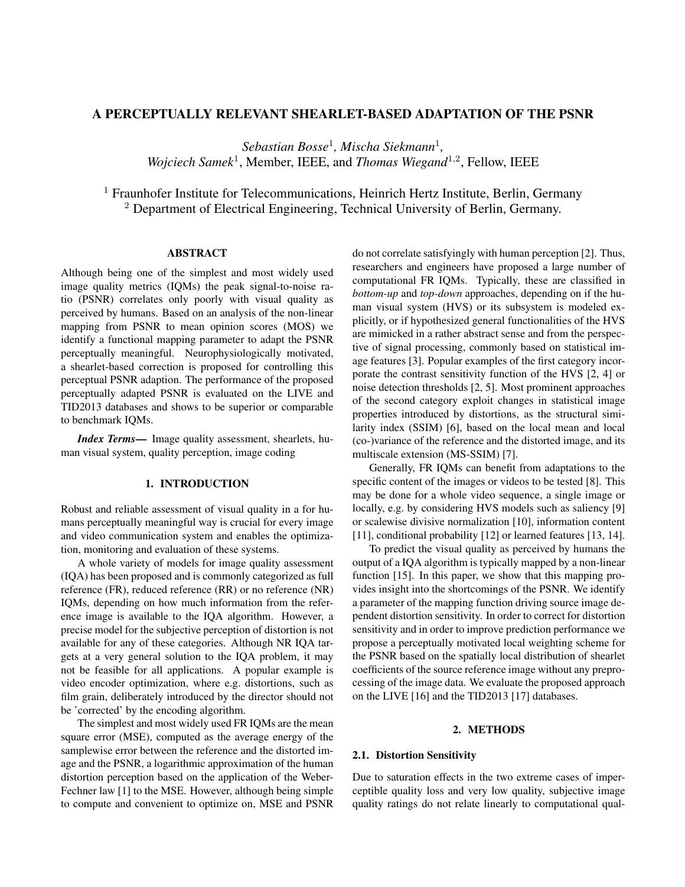# A PERCEPTUALLY RELEVANT SHEARLET-BASED ADAPTATION OF THE PSNR

*Sebastian Bosse*[1], *Mischa Siekmann*[1], *Wojciech Samek*[1], Member, IEEE, and *Thomas Wiegand*[1,2], Fellow, IEEE

[1] Fraunhofer Institute for Telecommunications, Heinrich Hertz Institute, Berlin, Germany
[2] Department of Electrical Engineering, Technical University of Berlin, Germany.

## ABSTRACT

Although being one of the simplest and most widely used image quality metrics (IQMs) the peak signal-to-noise ratio (PSNR) correlates only poorly with visual quality as perceived by humans. Based on an analysis of the non-linear mapping from PSNR to mean opinion scores (MOS) we identify a functional mapping parameter to adapt the PSNR perceptually meaningful. Neurophysiologically motivated, a shearlet-based correction is proposed for controlling this perceptual PSNR adaption. The performance of the proposed perceptually adapted PSNR is evaluated on the LIVE and TID2013 databases and shows to be superior or comparable to benchmark IQMs.

***Index Terms*—** Image quality assessment, shearlets, human visual system, quality perception, image coding

## 1. INTRODUCTION

Robust and reliable assessment of visual quality in a for humans perceptually meaningful way is crucial for every image and video communication system and enables the optimization, monitoring and evaluation of these systems.

A whole variety of models for image quality assessment (IQA) has been proposed and is commonly categorized as full reference (FR), reduced reference (RR) or no reference (NR) IQMs, depending on how much information from the reference image is available to the IQA algorithm. However, a precise model for the subjective perception of distortion is not available for any of these categories. Although NR IQA targets at a very general solution to the IQA problem, it may not be feasible for all applications. A popular example is video encoder optimization, where e.g. distortions, such as film grain, deliberately introduced by the director should not be 'corrected' by the encoding algorithm.

The simplest and most widely used FR IQMs are the mean square error (MSE), computed as the average energy of the samplewise error between the reference and the distorted image and the PSNR, a logarithmic approximation of the human distortion perception based on the application of the Weber-Fechner law [1] to the MSE. However, although being simple to compute and convenient to optimize on, MSE and PSNR do not correlate satisfyingly with human perception [2]. Thus, researchers and engineers have proposed a large number of computational FR IQMs. Typically, these are classified in *bottom-up* and *top-down* approaches, depending on if the human visual system (HVS) or its subsystem is modeled explicitly, or if hypothesized general functionalities of the HVS are mimicked in a rather abstract sense and from the perspective of signal processing, commonly based on statistical image features [3]. Popular examples of the first category incorporate the contrast sensitivity function of the HVS [2, 4] or noise detection thresholds [2, 5]. Most prominent approaches of the second category exploit changes in statistical image properties introduced by distortions, as the structural similarity index (SSIM) [6], based on the local mean and local (co-)variance of the reference and the distorted image, and its multiscale extension (MS-SSIM) [7].

Generally, FR IQMs can benefit from adaptations to the specific content of the images or videos to be tested [8]. This may be done for a whole video sequence, a single image or locally, e.g. by considering HVS models such as saliency [9] or scalewise divisive normalization [10], information content [11], conditional probability [12] or learned features [13, 14].

To predict the visual quality as perceived by humans the output of a IQA algorithm is typically mapped by a non-linear function [15]. In this paper, we show that this mapping provides insight into the shortcomings of the PSNR. We identify a parameter of the mapping function driving source image dependent distortion sensitivity. In order to correct for distortion sensitivity and in order to improve prediction performance we propose a perceptually motivated local weighting scheme for the PSNR based on the spatially local distribution of shearlet coefficients of the source reference image without any preprocessing of the image data. We evaluate the proposed approach on the LIVE [16] and the TID2013 [17] databases.

## 2. METHODS

### 2.1. Distortion Sensitivity

Due to saturation effects in the two extreme cases of imperceptible quality loss and very low quality, subjective image quality ratings do not relate linearly to computational qual-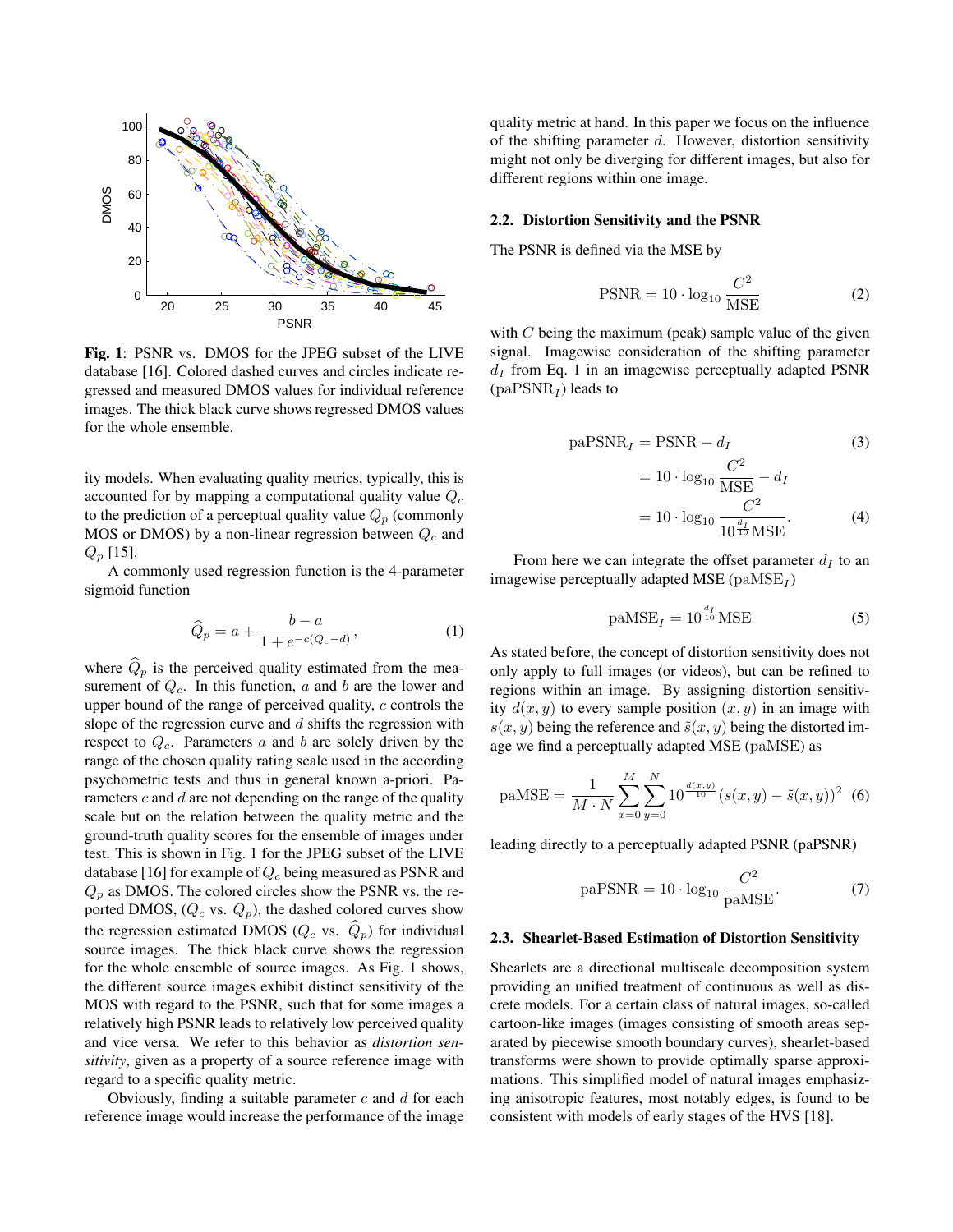**Fig. 1**: PSNR vs. DMOS for the JPEG subset of the LIVE database [16]. Colored dashed curves and circles indicate regressed and measured DMOS values for individual reference images. The thick black curve shows regressed DMOS values for the whole ensemble.

ity models. When evaluating quality metrics, typically, this is accounted for by mapping a computational quality value $Q_c$ to the prediction of a perceptual quality value $Q_p$ (commonly MOS or DMOS) by a non-linear regression between $Q_c$ and $Q_p$ [15].

A commonly used regression function is the 4-parameter sigmoid function

$$\widehat{Q}_p = a + \frac{b - a}{1 + e^{-c(Q_c - d)}}, \tag{1}$$

where $\widehat{Q}_p$ is the perceived quality estimated from the measurement of $Q_c$. In this function, $a$ and $b$ are the lower and upper bound of the range of perceived quality, $c$ controls the slope of the regression curve and $d$ shifts the regression with respect to $Q_c$. Parameters $a$ and $b$ are solely driven by the range of the chosen quality rating scale used in the according psychometric tests and thus in general known a-priori. Parameters $c$ and $d$ are not depending on the range of the quality scale but on the relation between the quality metric and the ground-truth quality scores for the ensemble of images under test. This is shown in Fig. 1 for the JPEG subset of the LIVE database [16] for example of $Q_c$ being measured as PSNR and $Q_p$ as DMOS. The colored circles show the PSNR vs. the reported DMOS, ($Q_c$ vs. $Q_p$), the dashed colored curves show the regression estimated DMOS ($Q_c$ vs. $\widehat{Q}_p$) for individual source images. The thick black curve shows the regression for the whole ensemble of source images. As Fig. 1 shows, the different source images exhibit distinct sensitivity of the MOS with regard to the PSNR, such that for some images a relatively high PSNR leads to relatively low perceived quality and vice versa. We refer to this behavior as *distortion sensitivity*, given as a property of a source reference image with regard to a specific quality metric.

Obviously, finding a suitable parameter $c$ and $d$ for each reference image would increase the performance of the image quality metric at hand. In this paper we focus on the influence of the shifting parameter $d$. However, distortion sensitivity might not only be diverging for different images, but also for different regions within one image.

## 2.2. Distortion Sensitivity and the PSNR

The PSNR is defined via the MSE by

$$\text{PSNR} = 10 \cdot \log_{10} \frac{C^2}{\text{MSE}} \tag{2}$$

with $C$ being the maximum (peak) sample value of the given signal. Imagewise consideration of the shifting parameter $d_I$ from Eq. 1 in an imagewise perceptually adapted PSNR ($\text{paPSNR}_I$) leads to

$$\begin{aligned} \text{paPSNR}_I &= \text{PSNR} - d_I \qquad (3) \\ &= 10 \cdot \log_{10} \frac{C^2}{\text{MSE}} - d_I \\ &= 10 \cdot \log_{10} \frac{C^2}{10^{\frac{d_I}{10}} \text{MSE}}. \qquad (4) \end{aligned}$$

From here we can integrate the offset parameter $d_I$ to an imagewise perceptually adapted MSE ($\text{paMSE}_I$)

$$\text{paMSE}_I = 10^{\frac{d_I}{10}} \text{MSE} \tag{5}$$

As stated before, the concept of distortion sensitivity does not only apply to full images (or videos), but can be refined to regions within an image. By assigning distortion sensitivity $d(x, y)$ to every sample position $(x, y)$ in an image with $s(x, y)$ being the reference and $\tilde{s}(x, y)$ being the distorted image we find a perceptually adapted MSE (paMSE) as

$$\text{paMSE} = \frac{1}{M \cdot N} \sum_{x=0}^{M} \sum_{y=0}^{N} 10^{\frac{d(x,y)}{10}} (s(x, y) - \tilde{s}(x, y))^2 \tag{6}$$

leading directly to a perceptually adapted PSNR (paPSNR)

$$\text{paPSNR} = 10 \cdot \log_{10} \frac{C^2}{\text{paMSE}}. \tag{7}$$

## 2.3. Shearlet-Based Estimation of Distortion Sensitivity

Shearlets are a directional multiscale decomposition system providing an unified treatment of continuous as well as discrete models. For a certain class of natural images, so-called cartoon-like images (images consisting of smooth areas separated by piecewise smooth boundary curves), shearlet-based transforms were shown to provide optimally sparse approximations. This simplified model of natural images emphasizing anisotropic features, most notably edges, is found to be consistent with models of early stages of the HVS [18].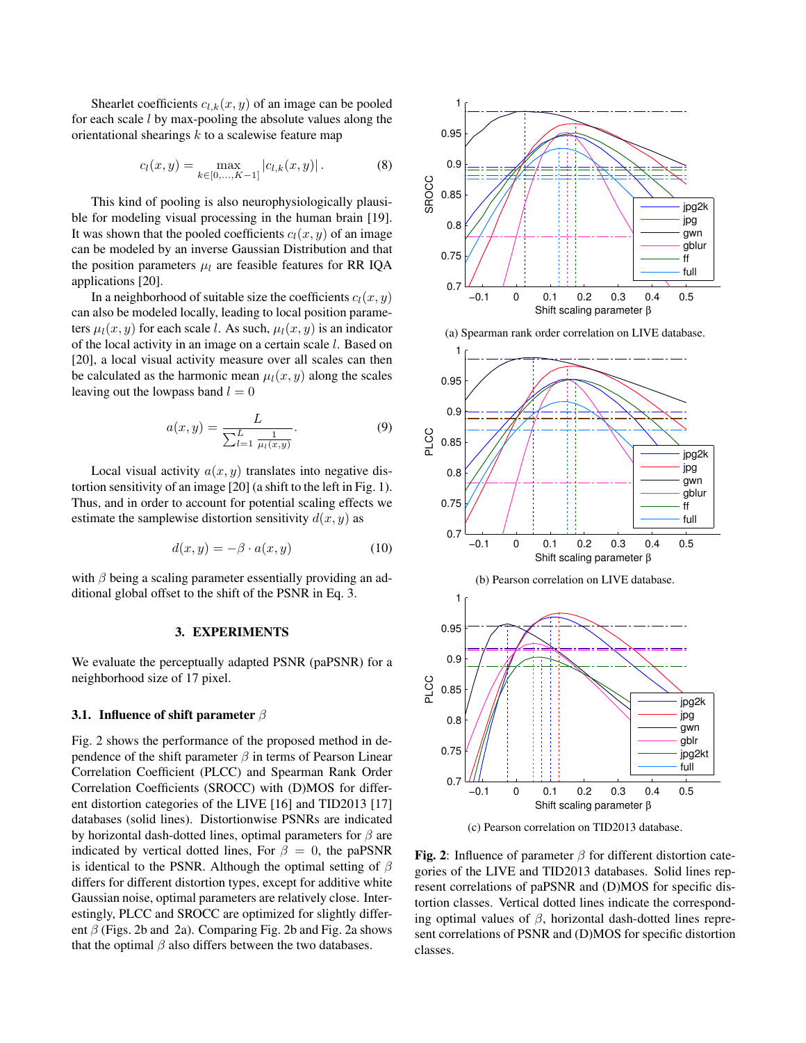Shearlet coefficients $c_{l,k}(x,y)$ of an image can be pooled for each scale $l$ by max-pooling the absolute values along the orientational shearings $k$ to a scalewise feature map

$$c_l(x,y) = \max_{k\in[0,...,K-1]} |c_{l,k}(x,y)|\,. \tag{8}$$

This kind of pooling is also neurophysiologically plausible for modeling visual processing in the human brain [19]. It was shown that the pooled coefficients $c_l(x,y)$ of an image can be modeled by an inverse Gaussian Distribution and that the position parameters $\mu_l$ are feasible features for RR IQA applications [20].

In a neighborhood of suitable size the coefficients $c_l(x,y)$ can also be modeled locally, leading to local position parameters $\mu_l(x,y)$ for each scale $l$. As such, $\mu_l(x,y)$ is an indicator of the local activity in an image on a certain scale $l$. Based on [20], a local visual activity measure over all scales can then be calculated as the harmonic mean $\mu_l(x,y)$ along the scales leaving out the lowpass band $l=0$

$$a(x,y) = \frac{L}{\sum_{l=1}^{L}\frac{1}{\mu_l(x,y)}}. \tag{9}$$

Local visual activity $a(x,y)$ translates into negative distortion sensitivity of an image [20] (a shift to the left in Fig. 1). Thus, and in order to account for potential scaling effects we estimate the samplewise distortion sensitivity $d(x,y)$ as

$$d(x,y) = -\beta \cdot a(x,y) \tag{10}$$

with $\beta$ being a scaling parameter essentially providing an additional global offset to the shift of the PSNR in Eq. 3.

## 3. EXPERIMENTS

We evaluate the perceptually adapted PSNR (paPSNR) for a neighborhood size of 17 pixel.

### 3.1. Influence of shift parameter $\beta$

Fig. 2 shows the performance of the proposed method in dependence of the shift parameter $\beta$ in terms of Pearson Linear Correlation Coefficient (PLCC) and Spearman Rank Order Correlation Coefficients (SROCC) with (D)MOS for different distortion categories of the LIVE [16] and TID2013 [17] databases (solid lines). Distortionwise PSNRs are indicated by horizontal dash-dotted lines, optimal parameters for $\beta$ are indicated by vertical dotted lines, For $\beta = 0$, the paPSNR is identical to the PSNR. Although the optimal setting of $\beta$ differs for different distortion types, except for additive white Gaussian noise, optimal parameters are relatively close. Interestingly, PLCC and SROCC are optimized for slightly different $\beta$ (Figs. 2b and 2a). Comparing Fig. 2b and Fig. 2a shows that the optimal $\beta$ also differs between the two databases.

(a) Spearman rank order correlation on LIVE database.

(b) Pearson correlation on LIVE database.

(c) Pearson correlation on TID2013 database.

**Fig. 2**: Influence of parameter $\beta$ for different distortion categories of the LIVE and TID2013 databases. Solid lines represent correlations of paPSNR and (D)MOS for specific distortion classes. Vertical dotted lines indicate the corresponding optimal values of $\beta$, horizontal dash-dotted lines represent correlations of PSNR and (D)MOS for specific distortion classes.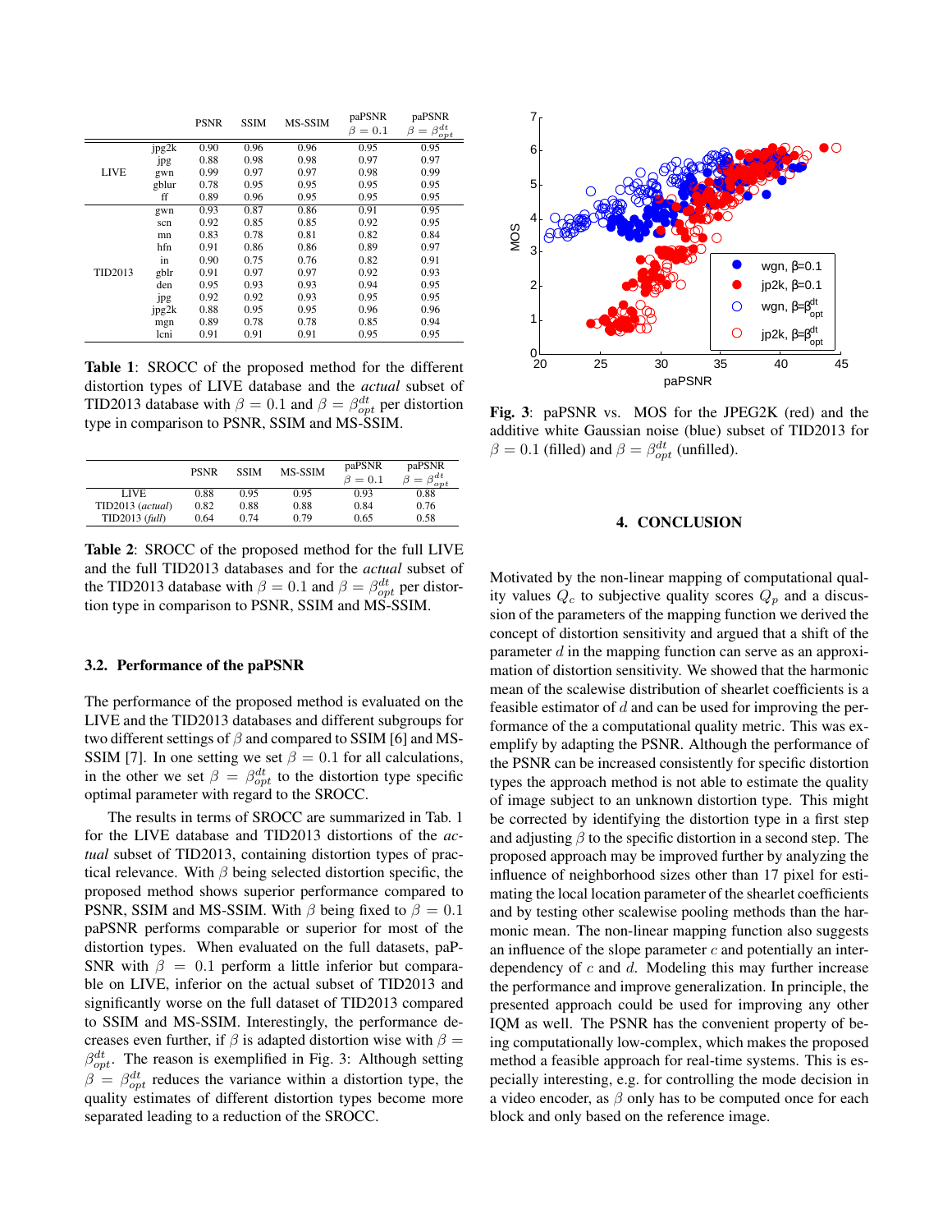| | | PSNR | SSIM | MS-SSIM | paPSNR $\beta = 0.1$ | paPSNR $\beta = \beta_{opt}^{dt}$ |
|---|---|---|---|---|---|---|
| LIVE | jpg2k | 0.90 | 0.96 | 0.96 | 0.95 | 0.95 |
| | jpg | 0.88 | 0.98 | 0.98 | 0.97 | 0.97 |
| | gwn | 0.99 | 0.97 | 0.97 | 0.98 | 0.99 |
| | gblur | 0.78 | 0.95 | 0.95 | 0.95 | 0.95 |
| | ff | 0.89 | 0.96 | 0.95 | 0.95 | 0.95 |
| TID2013 | gwn | 0.93 | 0.87 | 0.86 | 0.91 | 0.95 |
| | scn | 0.92 | 0.85 | 0.85 | 0.92 | 0.95 |
| | mn | 0.83 | 0.78 | 0.81 | 0.82 | 0.84 |
| | hfn | 0.91 | 0.86 | 0.86 | 0.89 | 0.97 |
| | in | 0.90 | 0.75 | 0.76 | 0.82 | 0.91 |
| | gblr | 0.91 | 0.97 | 0.97 | 0.92 | 0.93 |
| | den | 0.95 | 0.93 | 0.93 | 0.94 | 0.95 |
| | jpg | 0.92 | 0.92 | 0.93 | 0.95 | 0.95 |
| | jpg2k | 0.88 | 0.95 | 0.95 | 0.96 | 0.96 |
| | mgn | 0.89 | 0.78 | 0.78 | 0.85 | 0.94 |
| | lcni | 0.91 | 0.91 | 0.91 | 0.95 | 0.95 |

**Table 1**: SROCC of the proposed method for the different distortion types of LIVE database and the *actual* subset of TID2013 database with $\beta = 0.1$ and $\beta = \beta_{opt}^{dt}$ per distortion type in comparison to PSNR, SSIM and MS-SSIM.

| | PSNR | SSIM | MS-SSIM | paPSNR $\beta = 0.1$ | paPSNR $\beta = \beta_{opt}^{dt}$ |
|---|---|---|---|---|---|
| LIVE | 0.88 | 0.95 | 0.95 | 0.93 | 0.88 |
| TID2013 (*actual*) | 0.82 | 0.88 | 0.88 | 0.84 | 0.76 |
| TID2013 (*full*) | 0.64 | 0.74 | 0.79 | 0.65 | 0.58 |

**Table 2**: SROCC of the proposed method for the full LIVE and the full TID2013 databases and for the *actual* subset of the TID2013 database with $\beta = 0.1$ and $\beta = \beta_{opt}^{dt}$ per distortion type in comparison to PSNR, SSIM and MS-SSIM.

### 3.2. Performance of the paPSNR

The performance of the proposed method is evaluated on the LIVE and the TID2013 databases and different subgroups for two different settings of $\beta$ and compared to SSIM [6] and MS-SSIM [7]. In one setting we set $\beta = 0.1$ for all calculations, in the other we set $\beta = \beta_{opt}^{dt}$ to the distortion type specific optimal parameter with regard to the SROCC.

The results in terms of SROCC are summarized in Tab. 1 for the LIVE database and TID2013 distortions of the *actual* subset of TID2013, containing distortion types of practical relevance. With $\beta$ being selected distortion specific, the proposed method shows superior performance compared to PSNR, SSIM and MS-SSIM. With $\beta$ being fixed to $\beta = 0.1$ paPSNR performs comparable or superior for most of the distortion types. When evaluated on the full datasets, paPSNR with $\beta = 0.1$ perform a little inferior but comparable on LIVE, inferior on the actual subset of TID2013 and significantly worse on the full dataset of TID2013 compared to SSIM and MS-SSIM. Interestingly, the performance decreases even further, if $\beta$ is adapted distortion wise with $\beta = \beta_{opt}^{dt}$. The reason is exemplified in Fig. 3: Although setting $\beta = \beta_{opt}^{dt}$ reduces the variance within a distortion type, the quality estimates of different distortion types become more separated leading to a reduction of the SROCC.

**Fig. 3**: paPSNR vs. MOS for the JPEG2K (red) and the additive white Gaussian noise (blue) subset of TID2013 for $\beta = 0.1$ (filled) and $\beta = \beta_{opt}^{dt}$ (unfilled).

## 4. CONCLUSION

Motivated by the non-linear mapping of computational quality values $Q_c$ to subjective quality scores $Q_p$ and a discussion of the parameters of the mapping function we derived the concept of distortion sensitivity and argued that a shift of the parameter $d$ in the mapping function can serve as an approximation of distortion sensitivity. We showed that the harmonic mean of the scalewise distribution of shearlet coefficients is a feasible estimator of $d$ and can be used for improving the performance of the a computational quality metric. This was exemplify by adapting the PSNR. Although the performance of the PSNR can be increased consistently for specific distortion types the approach method is not able to estimate the quality of image subject to an unknown distortion type. This might be corrected by identifying the distortion type in a first step and adjusting $\beta$ to the specific distortion in a second step. The proposed approach may be improved further by analyzing the influence of neighborhood sizes other than 17 pixel for estimating the local location parameter of the shearlet coefficients and by testing other scalewise pooling methods than the harmonic mean. The non-linear mapping function also suggests an influence of the slope parameter $c$ and potentially an inter-dependency of $c$ and $d$. Modeling this may further increase the performance and improve generalization. In principle, the presented approach could be used for improving any other IQM as well. The PSNR has the convenient property of being computationally low-complex, which makes the proposed method a feasible approach for real-time systems. This is especially interesting, e.g. for controlling the mode decision in a video encoder, as $\beta$ only has to be computed once for each block and only based on the reference image.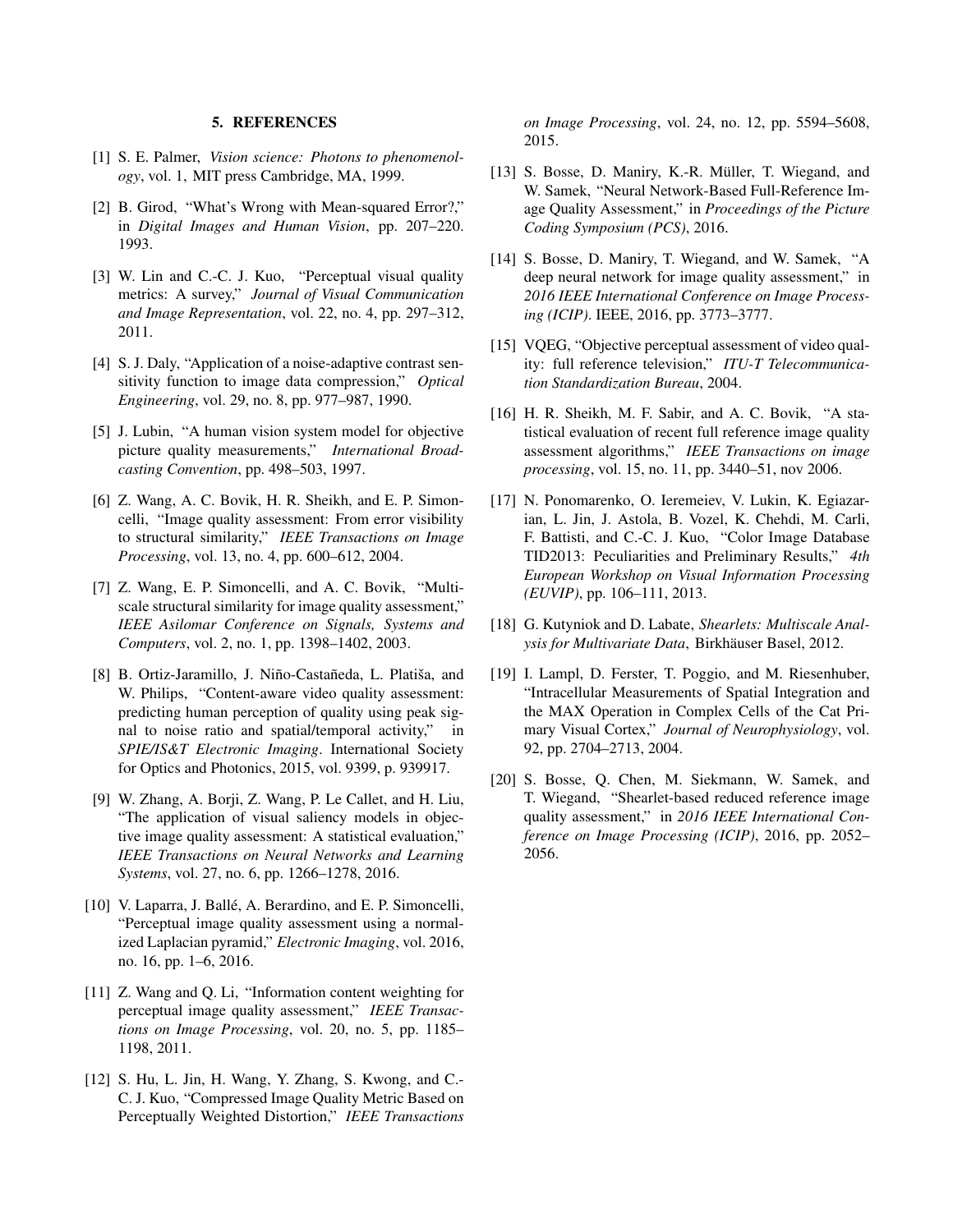## 5. REFERENCES

[1] S. E. Palmer, *Vision science: Photons to phenomenology*, vol. 1, MIT press Cambridge, MA, 1999.

[2] B. Girod, "What's Wrong with Mean-squared Error?," in *Digital Images and Human Vision*, pp. 207–220. 1993.

[3] W. Lin and C.-C. J. Kuo, "Perceptual visual quality metrics: A survey," *Journal of Visual Communication and Image Representation*, vol. 22, no. 4, pp. 297–312, 2011.

[4] S. J. Daly, "Application of a noise-adaptive contrast sensitivity function to image data compression," *Optical Engineering*, vol. 29, no. 8, pp. 977–987, 1990.

[5] J. Lubin, "A human vision system model for objective picture quality measurements," *International Broadcasting Convention*, pp. 498–503, 1997.

[6] Z. Wang, A. C. Bovik, H. R. Sheikh, and E. P. Simoncelli, "Image quality assessment: From error visibility to structural similarity," *IEEE Transactions on Image Processing*, vol. 13, no. 4, pp. 600–612, 2004.

[7] Z. Wang, E. P. Simoncelli, and A. C. Bovik, "Multiscale structural similarity for image quality assessment," *IEEE Asilomar Conference on Signals, Systems and Computers*, vol. 2, no. 1, pp. 1398–1402, 2003.

[8] B. Ortiz-Jaramillo, J. Niño-Castañeda, L. Platiša, and W. Philips, "Content-aware video quality assessment: predicting human perception of quality using peak signal to noise ratio and spatial/temporal activity," in *SPIE/IS&T Electronic Imaging*. International Society for Optics and Photonics, 2015, vol. 9399, p. 939917.

[9] W. Zhang, A. Borji, Z. Wang, P. Le Callet, and H. Liu, "The application of visual saliency models in objective image quality assessment: A statistical evaluation," *IEEE Transactions on Neural Networks and Learning Systems*, vol. 27, no. 6, pp. 1266–1278, 2016.

[10] V. Laparra, J. Ballé, A. Berardino, and E. P. Simoncelli, "Perceptual image quality assessment using a normalized Laplacian pyramid," *Electronic Imaging*, vol. 2016, no. 16, pp. 1–6, 2016.

[11] Z. Wang and Q. Li, "Information content weighting for perceptual image quality assessment," *IEEE Transactions on Image Processing*, vol. 20, no. 5, pp. 1185–1198, 2011.

[12] S. Hu, L. Jin, H. Wang, Y. Zhang, S. Kwong, and C.-C. J. Kuo, "Compressed Image Quality Metric Based on Perceptually Weighted Distortion," *IEEE Transactions on Image Processing*, vol. 24, no. 12, pp. 5594–5608, 2015.

[13] S. Bosse, D. Maniry, K.-R. Müller, T. Wiegand, and W. Samek, "Neural Network-Based Full-Reference Image Quality Assessment," in *Proceedings of the Picture Coding Symposium (PCS)*, 2016.

[14] S. Bosse, D. Maniry, T. Wiegand, and W. Samek, "A deep neural network for image quality assessment," in *2016 IEEE International Conference on Image Processing (ICIP)*. IEEE, 2016, pp. 3773–3777.

[15] VQEG, "Objective perceptual assessment of video quality: full reference television," *ITU-T Telecommunication Standardization Bureau*, 2004.

[16] H. R. Sheikh, M. F. Sabir, and A. C. Bovik, "A statistical evaluation of recent full reference image quality assessment algorithms," *IEEE Transactions on image processing*, vol. 15, no. 11, pp. 3440–51, nov 2006.

[17] N. Ponomarenko, O. Ieremeiev, V. Lukin, K. Egiazarian, L. Jin, J. Astola, B. Vozel, K. Chehdi, M. Carli, F. Battisti, and C.-C. J. Kuo, "Color Image Database TID2013: Peculiarities and Preliminary Results," *4th European Workshop on Visual Information Processing (EUVIP)*, pp. 106–111, 2013.

[18] G. Kutyniok and D. Labate, *Shearlets: Multiscale Analysis for Multivariate Data*, Birkhäuser Basel, 2012.

[19] I. Lampl, D. Ferster, T. Poggio, and M. Riesenhuber, "Intracellular Measurements of Spatial Integration and the MAX Operation in Complex Cells of the Cat Primary Visual Cortex," *Journal of Neurophysiology*, vol. 92, pp. 2704–2713, 2004.

[20] S. Bosse, Q. Chen, M. Siekmann, W. Samek, and T. Wiegand, "Shearlet-based reduced reference image quality assessment," in *2016 IEEE International Conference on Image Processing (ICIP)*, 2016, pp. 2052–2056.